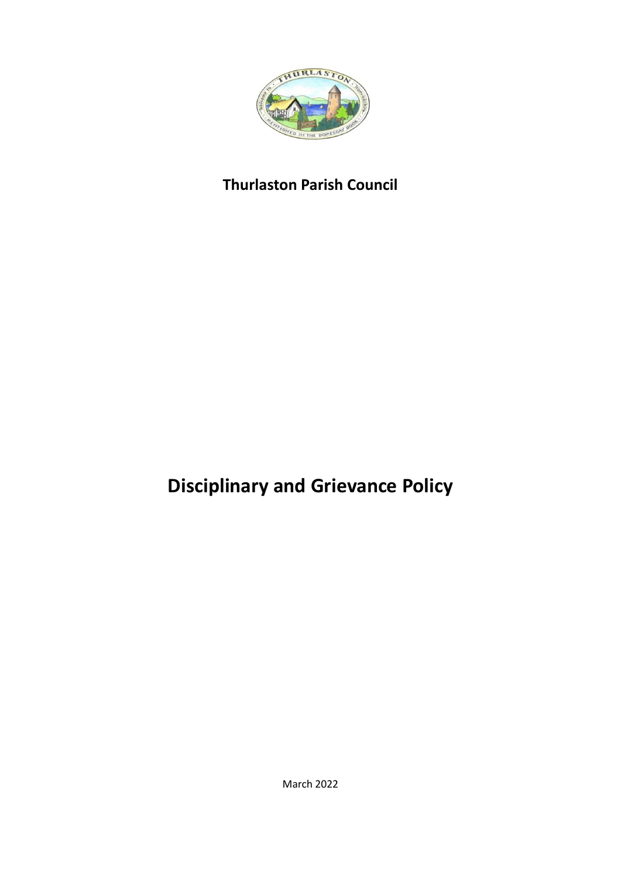**Thurlaston Parish Council**

# Disciplinary and Grievance Policy

March 2022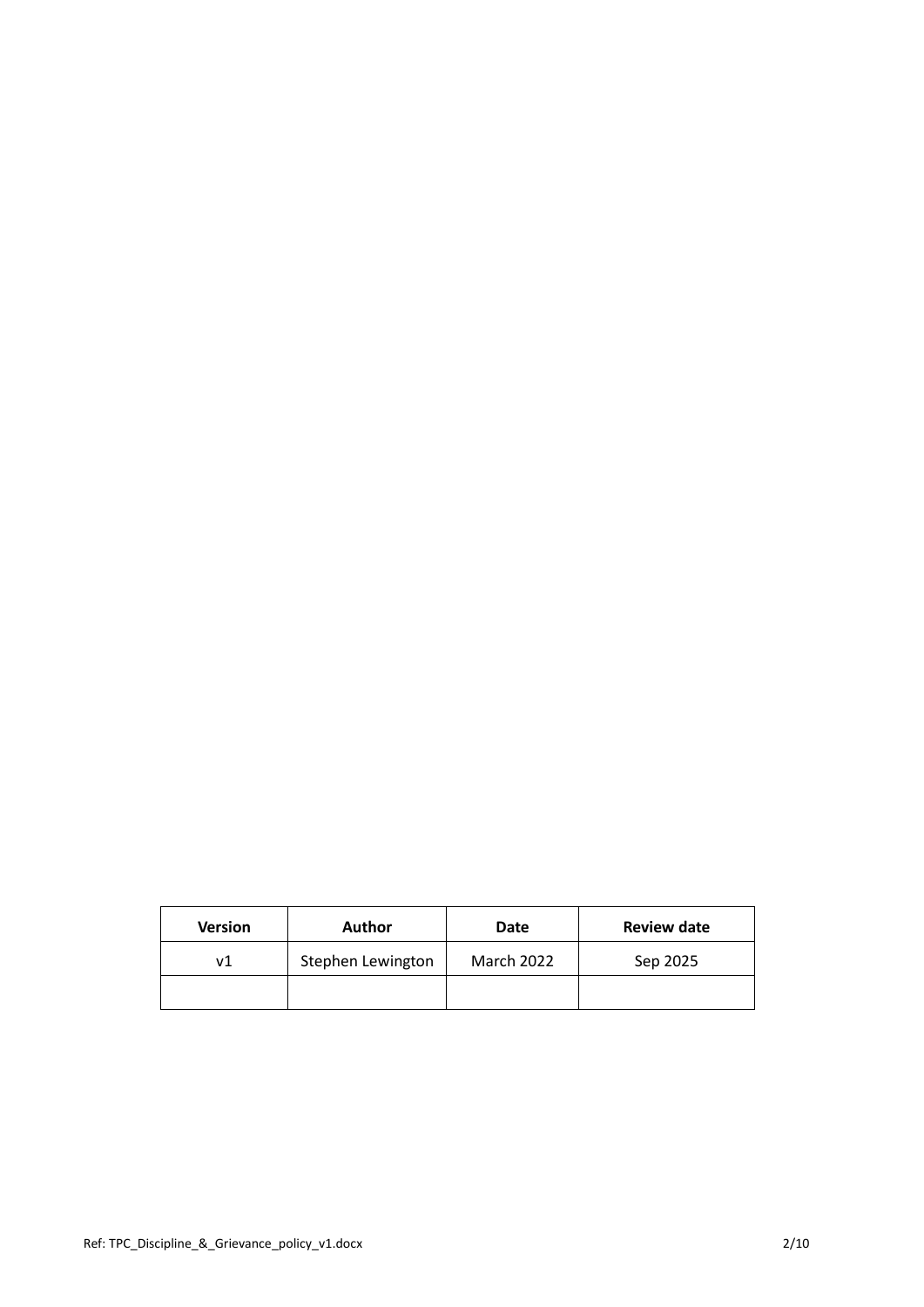| Version | Author | Date | Review date |
|---|---|---|---|
| v1 | Stephen Lewington | March 2022 | Sep 2025 |
| | | | |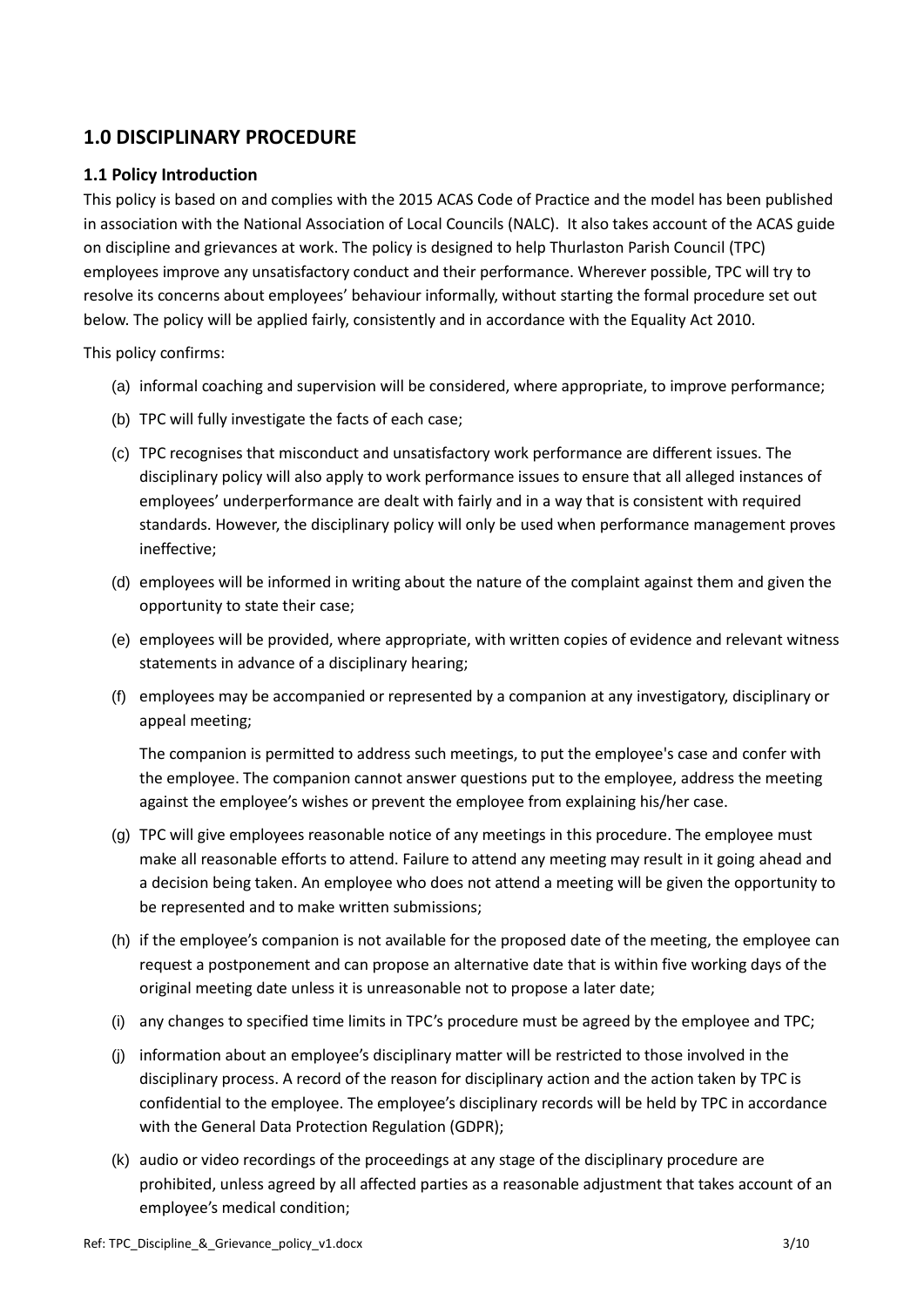## 1.0 DISCIPLINARY PROCEDURE

### 1.1 Policy Introduction

This policy is based on and complies with the 2015 ACAS Code of Practice and the model has been published in association with the National Association of Local Councils (NALC). It also takes account of the ACAS guide on discipline and grievances at work. The policy is designed to help Thurlaston Parish Council (TPC) employees improve any unsatisfactory conduct and their performance. Wherever possible, TPC will try to resolve its concerns about employees' behaviour informally, without starting the formal procedure set out below. The policy will be applied fairly, consistently and in accordance with the Equality Act 2010.

This policy confirms:

(a) informal coaching and supervision will be considered, where appropriate, to improve performance;

(b) TPC will fully investigate the facts of each case;

(c) TPC recognises that misconduct and unsatisfactory work performance are different issues. The disciplinary policy will also apply to work performance issues to ensure that all alleged instances of employees' underperformance are dealt with fairly and in a way that is consistent with required standards. However, the disciplinary policy will only be used when performance management proves ineffective;

(d) employees will be informed in writing about the nature of the complaint against them and given the opportunity to state their case;

(e) employees will be provided, where appropriate, with written copies of evidence and relevant witness statements in advance of a disciplinary hearing;

(f) employees may be accompanied or represented by a companion at any investigatory, disciplinary or appeal meeting;

The companion is permitted to address such meetings, to put the employee's case and confer with the employee. The companion cannot answer questions put to the employee, address the meeting against the employee's wishes or prevent the employee from explaining his/her case.

(g) TPC will give employees reasonable notice of any meetings in this procedure. The employee must make all reasonable efforts to attend. Failure to attend any meeting may result in it going ahead and a decision being taken. An employee who does not attend a meeting will be given the opportunity to be represented and to make written submissions;

(h) if the employee's companion is not available for the proposed date of the meeting, the employee can request a postponement and can propose an alternative date that is within five working days of the original meeting date unless it is unreasonable not to propose a later date;

(i) any changes to specified time limits in TPC's procedure must be agreed by the employee and TPC;

(j) information about an employee's disciplinary matter will be restricted to those involved in the disciplinary process. A record of the reason for disciplinary action and the action taken by TPC is confidential to the employee. The employee's disciplinary records will be held by TPC in accordance with the General Data Protection Regulation (GDPR);

(k) audio or video recordings of the proceedings at any stage of the disciplinary procedure are prohibited, unless agreed by all affected parties as a reasonable adjustment that takes account of an employee's medical condition;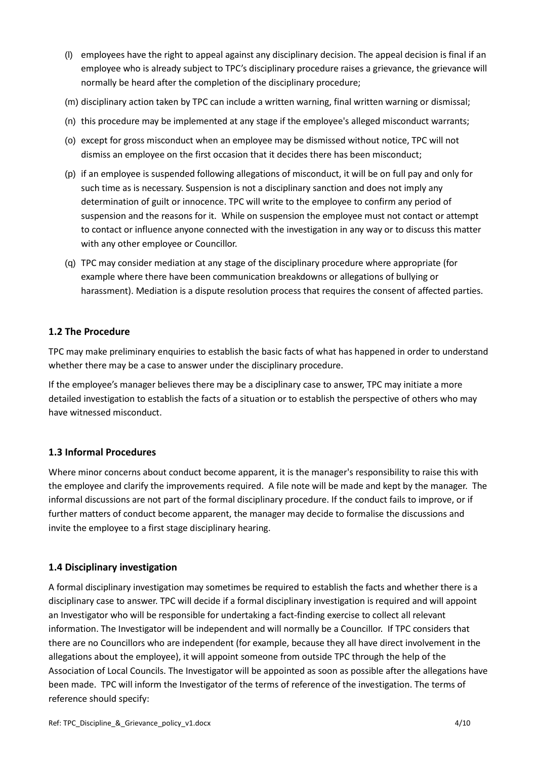(l) employees have the right to appeal against any disciplinary decision. The appeal decision is final if an employee who is already subject to TPC's disciplinary procedure raises a grievance, the grievance will normally be heard after the completion of the disciplinary procedure;

(m) disciplinary action taken by TPC can include a written warning, final written warning or dismissal;

(n) this procedure may be implemented at any stage if the employee's alleged misconduct warrants;

(o) except for gross misconduct when an employee may be dismissed without notice, TPC will not dismiss an employee on the first occasion that it decides there has been misconduct;

(p) if an employee is suspended following allegations of misconduct, it will be on full pay and only for such time as is necessary. Suspension is not a disciplinary sanction and does not imply any determination of guilt or innocence. TPC will write to the employee to confirm any period of suspension and the reasons for it. While on suspension the employee must not contact or attempt to contact or influence anyone connected with the investigation in any way or to discuss this matter with any other employee or Councillor.

(q) TPC may consider mediation at any stage of the disciplinary procedure where appropriate (for example where there have been communication breakdowns or allegations of bullying or harassment). Mediation is a dispute resolution process that requires the consent of affected parties.

### 1.2 The Procedure

TPC may make preliminary enquiries to establish the basic facts of what has happened in order to understand whether there may be a case to answer under the disciplinary procedure.

If the employee's manager believes there may be a disciplinary case to answer, TPC may initiate a more detailed investigation to establish the facts of a situation or to establish the perspective of others who may have witnessed misconduct.

### 1.3 Informal Procedures

Where minor concerns about conduct become apparent, it is the manager's responsibility to raise this with the employee and clarify the improvements required. A file note will be made and kept by the manager. The informal discussions are not part of the formal disciplinary procedure. If the conduct fails to improve, or if further matters of conduct become apparent, the manager may decide to formalise the discussions and invite the employee to a first stage disciplinary hearing.

### 1.4 Disciplinary investigation

A formal disciplinary investigation may sometimes be required to establish the facts and whether there is a disciplinary case to answer. TPC will decide if a formal disciplinary investigation is required and will appoint an Investigator who will be responsible for undertaking a fact-finding exercise to collect all relevant information. The Investigator will be independent and will normally be a Councillor. If TPC considers that there are no Councillors who are independent (for example, because they all have direct involvement in the allegations about the employee), it will appoint someone from outside TPC through the help of the Association of Local Councils. The Investigator will be appointed as soon as possible after the allegations have been made. TPC will inform the Investigator of the terms of reference of the investigation. The terms of reference should specify: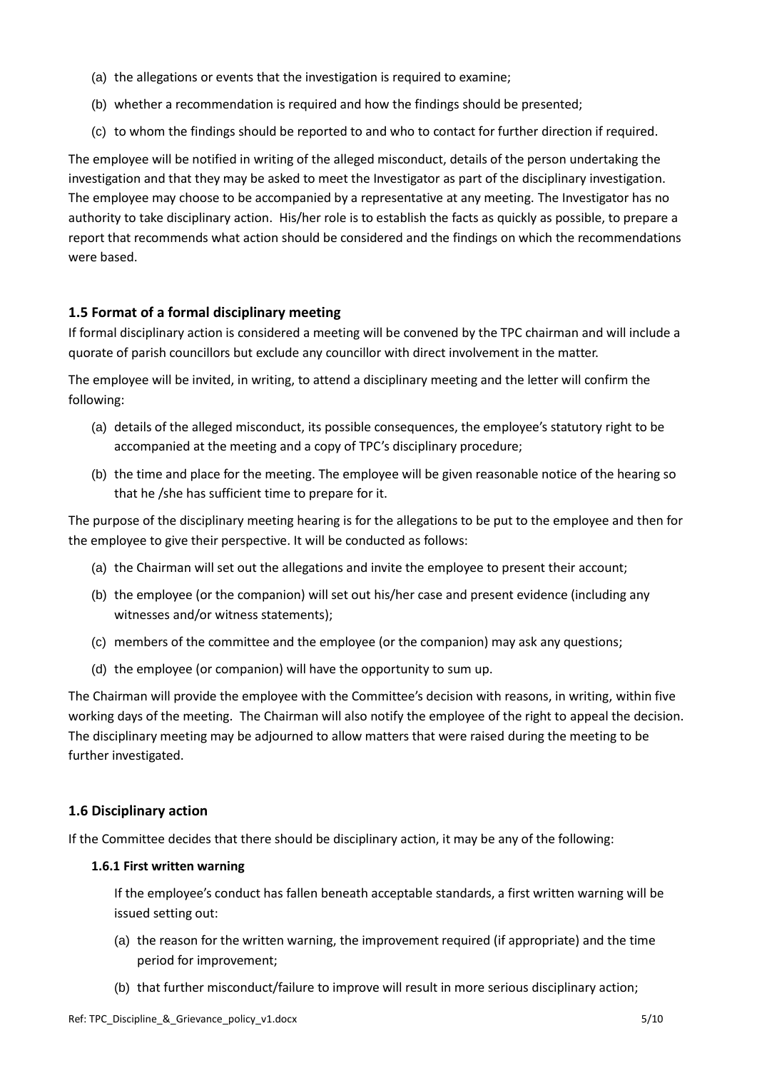(a) the allegations or events that the investigation is required to examine;

(b) whether a recommendation is required and how the findings should be presented;

(c) to whom the findings should be reported to and who to contact for further direction if required.

The employee will be notified in writing of the alleged misconduct, details of the person undertaking the investigation and that they may be asked to meet the Investigator as part of the disciplinary investigation. The employee may choose to be accompanied by a representative at any meeting. The Investigator has no authority to take disciplinary action. His/her role is to establish the facts as quickly as possible, to prepare a report that recommends what action should be considered and the findings on which the recommendations were based.

### 1.5 Format of a formal disciplinary meeting

If formal disciplinary action is considered a meeting will be convened by the TPC chairman and will include a quorate of parish councillors but exclude any councillor with direct involvement in the matter.

The employee will be invited, in writing, to attend a disciplinary meeting and the letter will confirm the following:

(a) details of the alleged misconduct, its possible consequences, the employee's statutory right to be accompanied at the meeting and a copy of TPC's disciplinary procedure;

(b) the time and place for the meeting. The employee will be given reasonable notice of the hearing so that he /she has sufficient time to prepare for it.

The purpose of the disciplinary meeting hearing is for the allegations to be put to the employee and then for the employee to give their perspective. It will be conducted as follows:

(a) the Chairman will set out the allegations and invite the employee to present their account;

(b) the employee (or the companion) will set out his/her case and present evidence (including any witnesses and/or witness statements);

(c) members of the committee and the employee (or the companion) may ask any questions;

(d) the employee (or companion) will have the opportunity to sum up.

The Chairman will provide the employee with the Committee's decision with reasons, in writing, within five working days of the meeting. The Chairman will also notify the employee of the right to appeal the decision. The disciplinary meeting may be adjourned to allow matters that were raised during the meeting to be further investigated.

### 1.6 Disciplinary action

If the Committee decides that there should be disciplinary action, it may be any of the following:

#### 1.6.1 First written warning

If the employee's conduct has fallen beneath acceptable standards, a first written warning will be issued setting out:

(a) the reason for the written warning, the improvement required (if appropriate) and the time period for improvement;

(b) that further misconduct/failure to improve will result in more serious disciplinary action;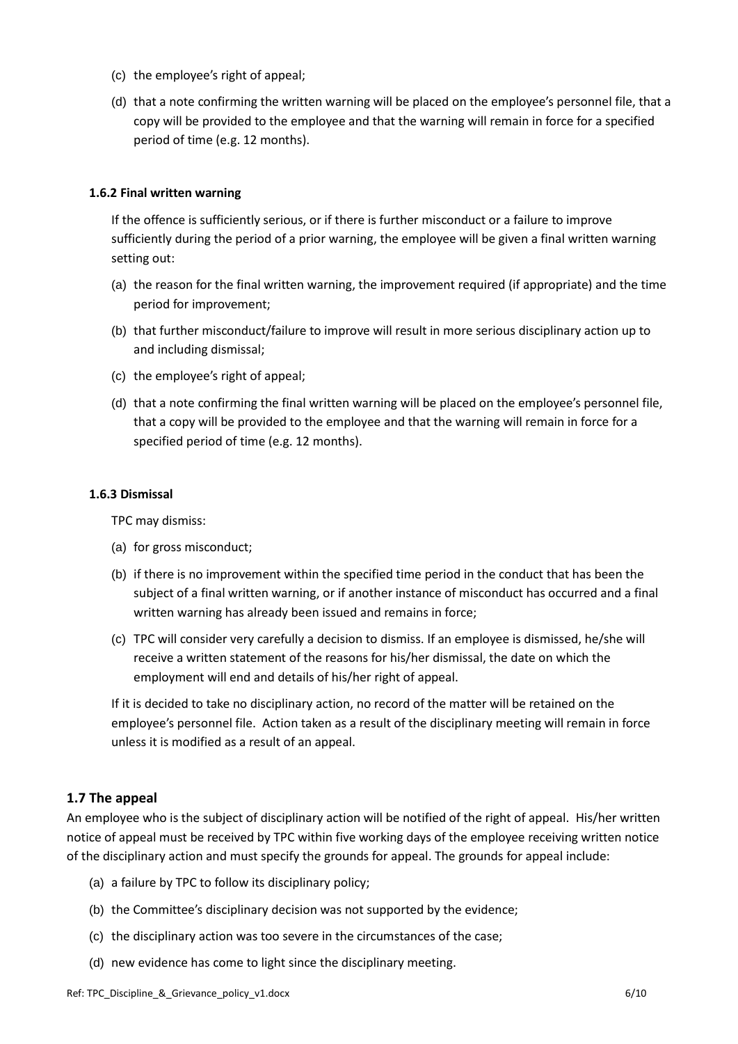(c) the employee's right of appeal;

(d) that a note confirming the written warning will be placed on the employee's personnel file, that a copy will be provided to the employee and that the warning will remain in force for a specified period of time (e.g. 12 months).

#### 1.6.2 Final written warning

If the offence is sufficiently serious, or if there is further misconduct or a failure to improve sufficiently during the period of a prior warning, the employee will be given a final written warning setting out:

(a) the reason for the final written warning, the improvement required (if appropriate) and the time period for improvement;

(b) that further misconduct/failure to improve will result in more serious disciplinary action up to and including dismissal;

(c) the employee's right of appeal;

(d) that a note confirming the final written warning will be placed on the employee's personnel file, that a copy will be provided to the employee and that the warning will remain in force for a specified period of time (e.g. 12 months).

#### 1.6.3 Dismissal

TPC may dismiss:

(a) for gross misconduct;

(b) if there is no improvement within the specified time period in the conduct that has been the subject of a final written warning, or if another instance of misconduct has occurred and a final written warning has already been issued and remains in force;

(c) TPC will consider very carefully a decision to dismiss. If an employee is dismissed, he/she will receive a written statement of the reasons for his/her dismissal, the date on which the employment will end and details of his/her right of appeal.

If it is decided to take no disciplinary action, no record of the matter will be retained on the employee's personnel file. Action taken as a result of the disciplinary meeting will remain in force unless it is modified as a result of an appeal.

### 1.7 The appeal

An employee who is the subject of disciplinary action will be notified of the right of appeal. His/her written notice of appeal must be received by TPC within five working days of the employee receiving written notice of the disciplinary action and must specify the grounds for appeal. The grounds for appeal include:

(a) a failure by TPC to follow its disciplinary policy;

(b) the Committee's disciplinary decision was not supported by the evidence;

(c) the disciplinary action was too severe in the circumstances of the case;

(d) new evidence has come to light since the disciplinary meeting.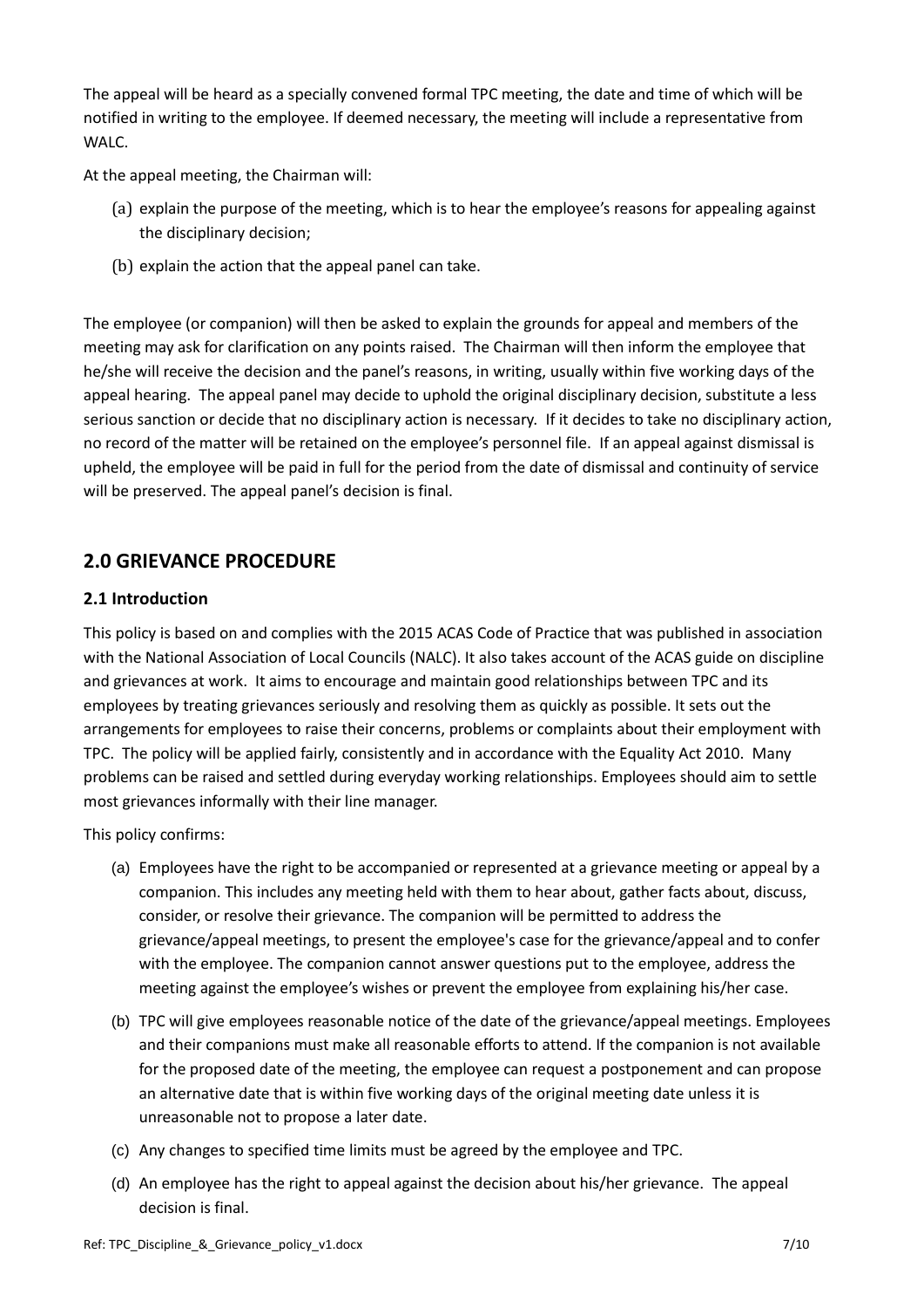The appeal will be heard as a specially convened formal TPC meeting, the date and time of which will be notified in writing to the employee. If deemed necessary, the meeting will include a representative from WALC.

At the appeal meeting, the Chairman will:

(a) explain the purpose of the meeting, which is to hear the employee's reasons for appealing against the disciplinary decision;

(b) explain the action that the appeal panel can take.

The employee (or companion) will then be asked to explain the grounds for appeal and members of the meeting may ask for clarification on any points raised. The Chairman will then inform the employee that he/she will receive the decision and the panel's reasons, in writing, usually within five working days of the appeal hearing. The appeal panel may decide to uphold the original disciplinary decision, substitute a less serious sanction or decide that no disciplinary action is necessary. If it decides to take no disciplinary action, no record of the matter will be retained on the employee's personnel file. If an appeal against dismissal is upheld, the employee will be paid in full for the period from the date of dismissal and continuity of service will be preserved. The appeal panel's decision is final.

## 2.0 GRIEVANCE PROCEDURE

### 2.1 Introduction

This policy is based on and complies with the 2015 ACAS Code of Practice that was published in association with the National Association of Local Councils (NALC). It also takes account of the ACAS guide on discipline and grievances at work. It aims to encourage and maintain good relationships between TPC and its employees by treating grievances seriously and resolving them as quickly as possible. It sets out the arrangements for employees to raise their concerns, problems or complaints about their employment with TPC. The policy will be applied fairly, consistently and in accordance with the Equality Act 2010. Many problems can be raised and settled during everyday working relationships. Employees should aim to settle most grievances informally with their line manager.

This policy confirms:

(a) Employees have the right to be accompanied or represented at a grievance meeting or appeal by a companion. This includes any meeting held with them to hear about, gather facts about, discuss, consider, or resolve their grievance. The companion will be permitted to address the grievance/appeal meetings, to present the employee's case for the grievance/appeal and to confer with the employee. The companion cannot answer questions put to the employee, address the meeting against the employee's wishes or prevent the employee from explaining his/her case.

(b) TPC will give employees reasonable notice of the date of the grievance/appeal meetings. Employees and their companions must make all reasonable efforts to attend. If the companion is not available for the proposed date of the meeting, the employee can request a postponement and can propose an alternative date that is within five working days of the original meeting date unless it is unreasonable not to propose a later date.

(c) Any changes to specified time limits must be agreed by the employee and TPC.

(d) An employee has the right to appeal against the decision about his/her grievance. The appeal decision is final.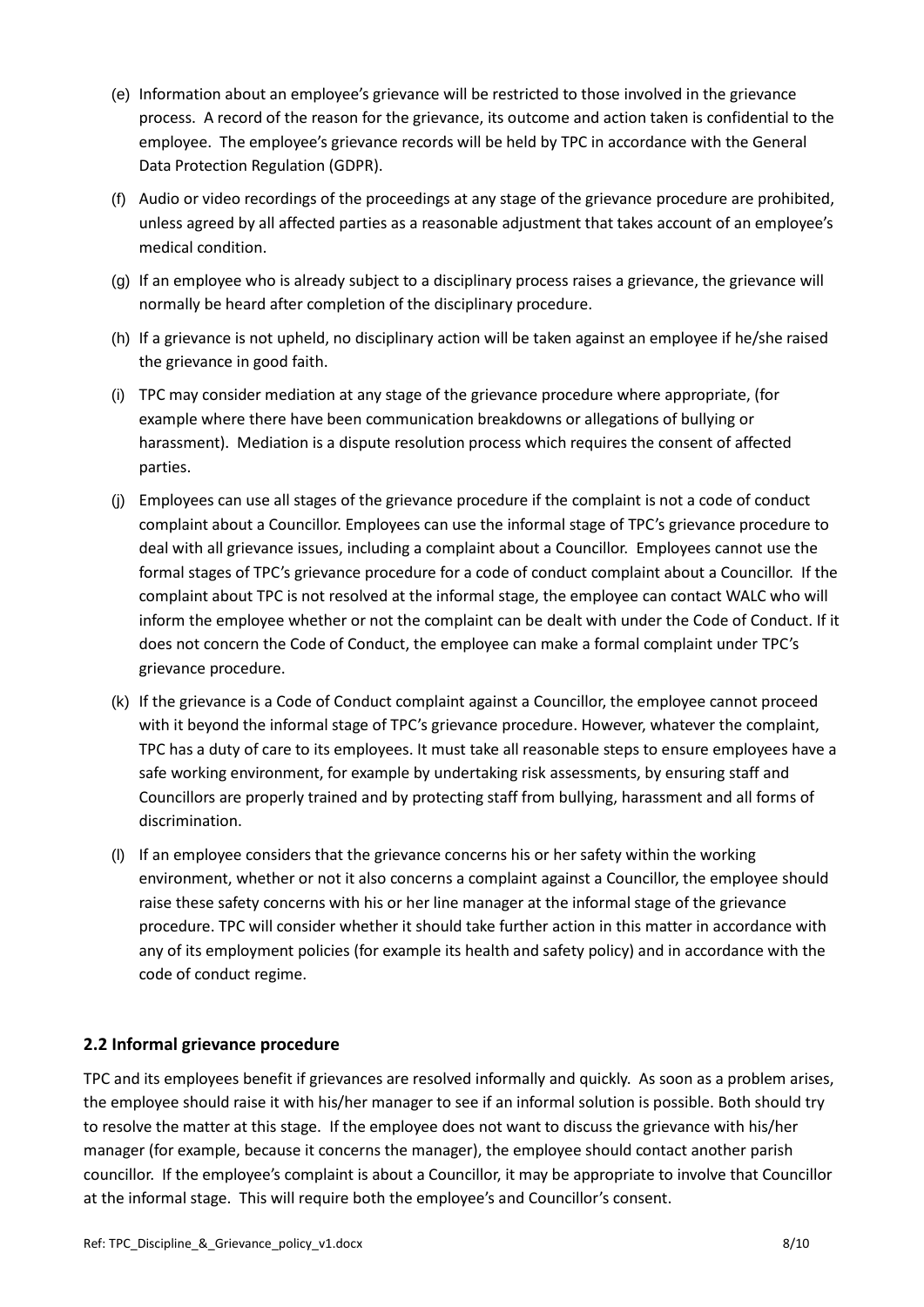(e) Information about an employee's grievance will be restricted to those involved in the grievance process. A record of the reason for the grievance, its outcome and action taken is confidential to the employee. The employee's grievance records will be held by TPC in accordance with the General Data Protection Regulation (GDPR).

(f) Audio or video recordings of the proceedings at any stage of the grievance procedure are prohibited, unless agreed by all affected parties as a reasonable adjustment that takes account of an employee's medical condition.

(g) If an employee who is already subject to a disciplinary process raises a grievance, the grievance will normally be heard after completion of the disciplinary procedure.

(h) If a grievance is not upheld, no disciplinary action will be taken against an employee if he/she raised the grievance in good faith.

(i) TPC may consider mediation at any stage of the grievance procedure where appropriate, (for example where there have been communication breakdowns or allegations of bullying or harassment). Mediation is a dispute resolution process which requires the consent of affected parties.

(j) Employees can use all stages of the grievance procedure if the complaint is not a code of conduct complaint about a Councillor. Employees can use the informal stage of TPC's grievance procedure to deal with all grievance issues, including a complaint about a Councillor. Employees cannot use the formal stages of TPC's grievance procedure for a code of conduct complaint about a Councillor. If the complaint about TPC is not resolved at the informal stage, the employee can contact WALC who will inform the employee whether or not the complaint can be dealt with under the Code of Conduct. If it does not concern the Code of Conduct, the employee can make a formal complaint under TPC's grievance procedure.

(k) If the grievance is a Code of Conduct complaint against a Councillor, the employee cannot proceed with it beyond the informal stage of TPC's grievance procedure. However, whatever the complaint, TPC has a duty of care to its employees. It must take all reasonable steps to ensure employees have a safe working environment, for example by undertaking risk assessments, by ensuring staff and Councillors are properly trained and by protecting staff from bullying, harassment and all forms of discrimination.

(l) If an employee considers that the grievance concerns his or her safety within the working environment, whether or not it also concerns a complaint against a Councillor, the employee should raise these safety concerns with his or her line manager at the informal stage of the grievance procedure. TPC will consider whether it should take further action in this matter in accordance with any of its employment policies (for example its health and safety policy) and in accordance with the code of conduct regime.

## 2.2 Informal grievance procedure

TPC and its employees benefit if grievances are resolved informally and quickly. As soon as a problem arises, the employee should raise it with his/her manager to see if an informal solution is possible. Both should try to resolve the matter at this stage. If the employee does not want to discuss the grievance with his/her manager (for example, because it concerns the manager), the employee should contact another parish councillor. If the employee's complaint is about a Councillor, it may be appropriate to involve that Councillor at the informal stage. This will require both the employee's and Councillor's consent.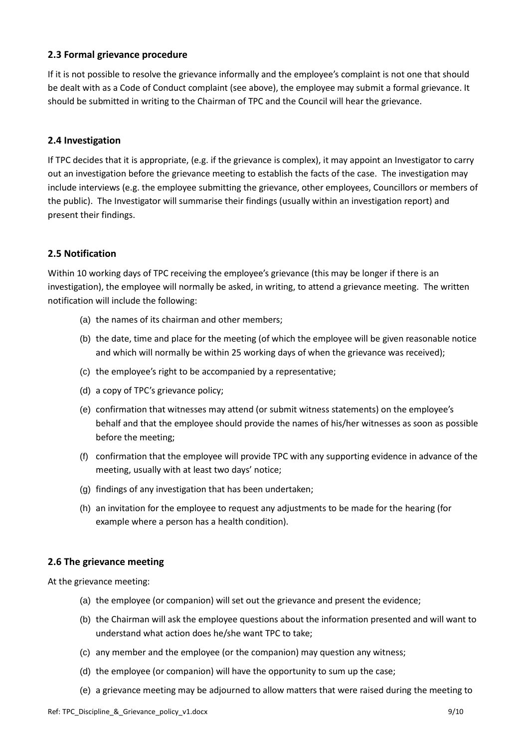### 2.3 Formal grievance procedure

If it is not possible to resolve the grievance informally and the employee's complaint is not one that should be dealt with as a Code of Conduct complaint (see above), the employee may submit a formal grievance. It should be submitted in writing to the Chairman of TPC and the Council will hear the grievance.

### 2.4 Investigation

If TPC decides that it is appropriate, (e.g. if the grievance is complex), it may appoint an Investigator to carry out an investigation before the grievance meeting to establish the facts of the case. The investigation may include interviews (e.g. the employee submitting the grievance, other employees, Councillors or members of the public). The Investigator will summarise their findings (usually within an investigation report) and present their findings.

### 2.5 Notification

Within 10 working days of TPC receiving the employee's grievance (this may be longer if there is an investigation), the employee will normally be asked, in writing, to attend a grievance meeting. The written notification will include the following:

(a) the names of its chairman and other members;

(b) the date, time and place for the meeting (of which the employee will be given reasonable notice and which will normally be within 25 working days of when the grievance was received);

(c) the employee's right to be accompanied by a representative;

(d) a copy of TPC's grievance policy;

(e) confirmation that witnesses may attend (or submit witness statements) on the employee's behalf and that the employee should provide the names of his/her witnesses as soon as possible before the meeting;

(f) confirmation that the employee will provide TPC with any supporting evidence in advance of the meeting, usually with at least two days' notice;

(g) findings of any investigation that has been undertaken;

(h) an invitation for the employee to request any adjustments to be made for the hearing (for example where a person has a health condition).

### 2.6 The grievance meeting

At the grievance meeting:

(a) the employee (or companion) will set out the grievance and present the evidence;

(b) the Chairman will ask the employee questions about the information presented and will want to understand what action does he/she want TPC to take;

(c) any member and the employee (or the companion) may question any witness;

(d) the employee (or companion) will have the opportunity to sum up the case;

(e) a grievance meeting may be adjourned to allow matters that were raised during the meeting to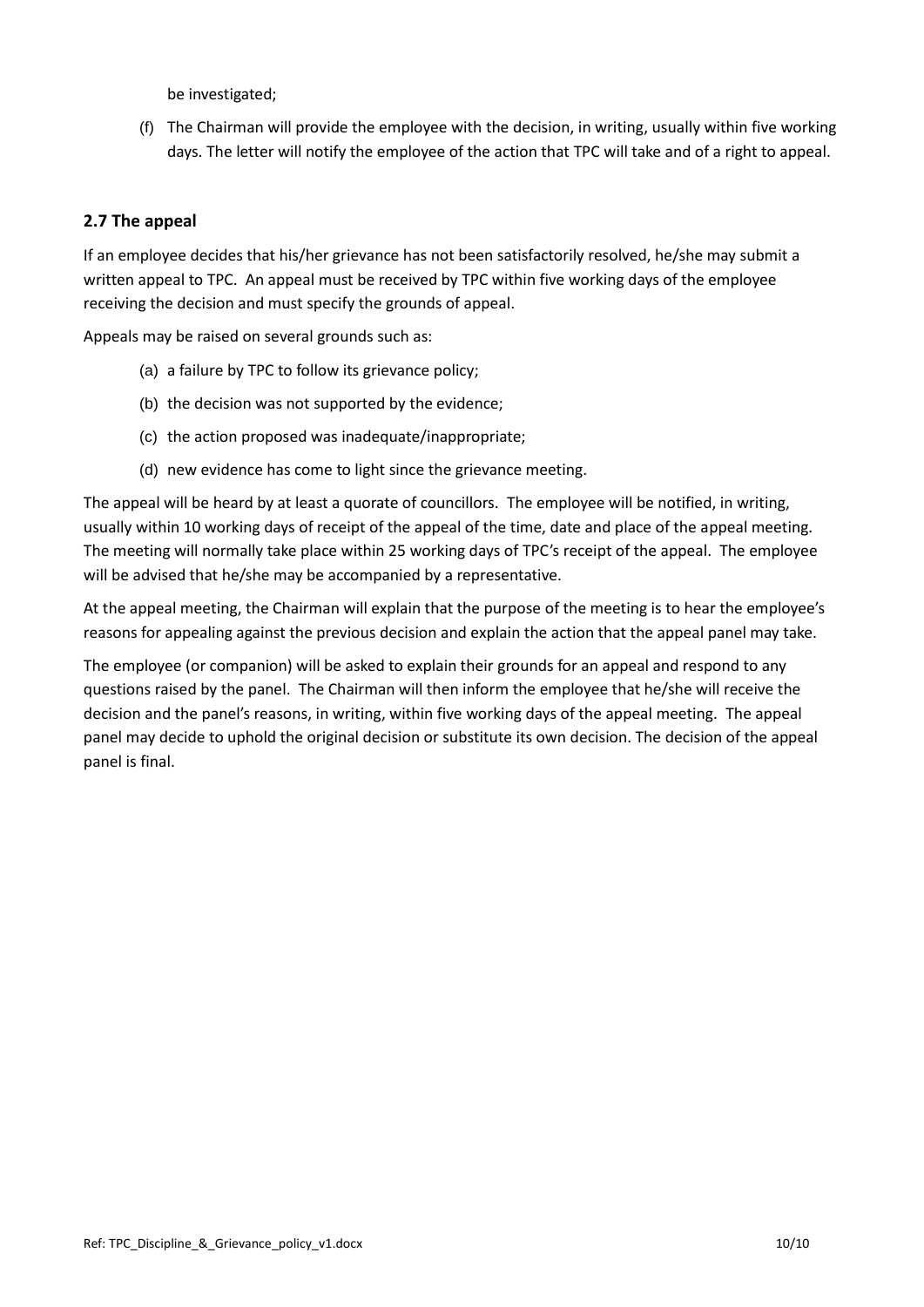be investigated;

(f) The Chairman will provide the employee with the decision, in writing, usually within five working days. The letter will notify the employee of the action that TPC will take and of a right to appeal.

### 2.7 The appeal

If an employee decides that his/her grievance has not been satisfactorily resolved, he/she may submit a written appeal to TPC. An appeal must be received by TPC within five working days of the employee receiving the decision and must specify the grounds of appeal.

Appeals may be raised on several grounds such as:

(a) a failure by TPC to follow its grievance policy;

(b) the decision was not supported by the evidence;

(c) the action proposed was inadequate/inappropriate;

(d) new evidence has come to light since the grievance meeting.

The appeal will be heard by at least a quorate of councillors. The employee will be notified, in writing, usually within 10 working days of receipt of the appeal of the time, date and place of the appeal meeting. The meeting will normally take place within 25 working days of TPC's receipt of the appeal. The employee will be advised that he/she may be accompanied by a representative.

At the appeal meeting, the Chairman will explain that the purpose of the meeting is to hear the employee's reasons for appealing against the previous decision and explain the action that the appeal panel may take.

The employee (or companion) will be asked to explain their grounds for an appeal and respond to any questions raised by the panel. The Chairman will then inform the employee that he/she will receive the decision and the panel's reasons, in writing, within five working days of the appeal meeting. The appeal panel may decide to uphold the original decision or substitute its own decision. The decision of the appeal panel is final.